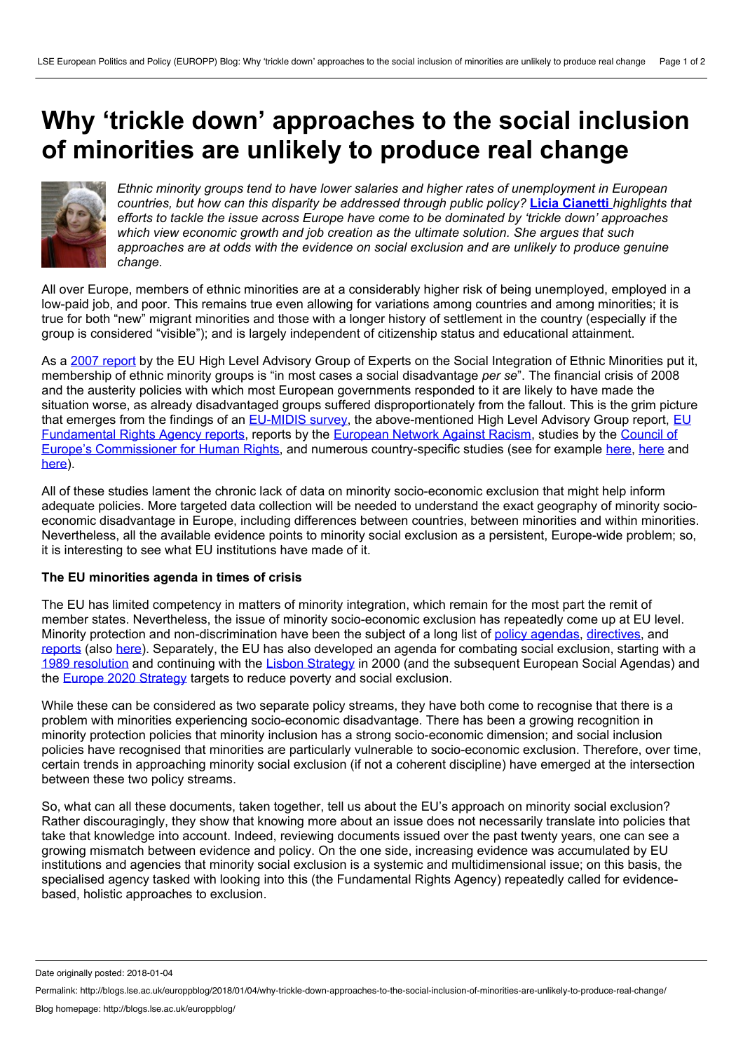# Why 'trickle down' approaches to the social inclusion of minorities are unlikely to produce real change

*Ethnic minority groups tend to have lower salaries and higher rates of unemployment in European countries, but how can this disparity be addressed through public policy?* **Licia Cianetti** *highlights that efforts to tackle the issue across Europe have come to be dominated by 'trickle down' approaches which view economic growth and job creation as the ultimate solution. She argues that such approaches are at odds with the evidence on social exclusion and are unlikely to produce genuine change.*

All over Europe, members of ethnic minorities are at a considerably higher risk of being unemployed, employed in a low-paid job, and poor. This remains true even allowing for variations among countries and among minorities; it is true for both "new" migrant minorities and those with a longer history of settlement in the country (especially if the group is considered "visible"); and is largely independent of citizenship status and educational attainment.

As a 2007 report by the EU High Level Advisory Group of Experts on the Social Integration of Ethnic Minorities put it, membership of ethnic minority groups is "in most cases a social disadvantage *per se*". The financial crisis of 2008 and the austerity policies with which most European governments responded to it are likely to have made the situation worse, as already disadvantaged groups suffered disproportionately from the fallout. This is the grim picture that emerges from the findings of an EU-MIDIS survey, the above-mentioned High Level Advisory Group report, EU Fundamental Rights Agency reports, reports by the European Network Against Racism, studies by the Council of Europe's Commissioner for Human Rights, and numerous country-specific studies (see for example here, here and here).

All of these studies lament the chronic lack of data on minority socio-economic exclusion that might help inform adequate policies. More targeted data collection will be needed to understand the exact geography of minority socio-economic disadvantage in Europe, including differences between countries, between minorities and within minorities. Nevertheless, all the available evidence points to minority social exclusion as a persistent, Europe-wide problem; so, it is interesting to see what EU institutions have made of it.

**The EU minorities agenda in times of crisis**

The EU has limited competency in matters of minority integration, which remain for the most part the remit of member states. Nevertheless, the issue of minority socio-economic exclusion has repeatedly come up at EU level. Minority protection and non-discrimination have been the subject of a long list of policy agendas, directives, and reports (also here). Separately, the EU has also developed an agenda for combating social exclusion, starting with a 1989 resolution and continuing with the Lisbon Strategy in 2000 (and the subsequent European Social Agendas) and the Europe 2020 Strategy targets to reduce poverty and social exclusion.

While these can be considered as two separate policy streams, they have both come to recognise that there is a problem with minorities experiencing socio-economic disadvantage. There has been a growing recognition in minority protection policies that minority inclusion has a strong socio-economic dimension; and social inclusion policies have recognised that minorities are particularly vulnerable to socio-economic exclusion. Therefore, over time, certain trends in approaching minority social exclusion (if not a coherent discipline) have emerged at the intersection between these two policy streams.

So, what can all these documents, taken together, tell us about the EU's approach on minority social exclusion? Rather discouragingly, they show that knowing more about an issue does not necessarily translate into policies that take that knowledge into account. Indeed, reviewing documents issued over the past twenty years, one can see a growing mismatch between evidence and policy. On the one side, increasing evidence was accumulated by EU institutions and agencies that minority social exclusion is a systemic and multidimensional issue; on this basis, the specialised agency tasked with looking into this (the Fundamental Rights Agency) repeatedly called for evidence-based, holistic approaches to exclusion.

Date originally posted: 2018-01-04

Permalink: http://blogs.lse.ac.uk/europpblog/2018/01/04/why-trickle-down-approaches-to-the-social-inclusion-of-minorities-are-unlikely-to-produce-real-change/

Blog homepage: http://blogs.lse.ac.uk/europpblog/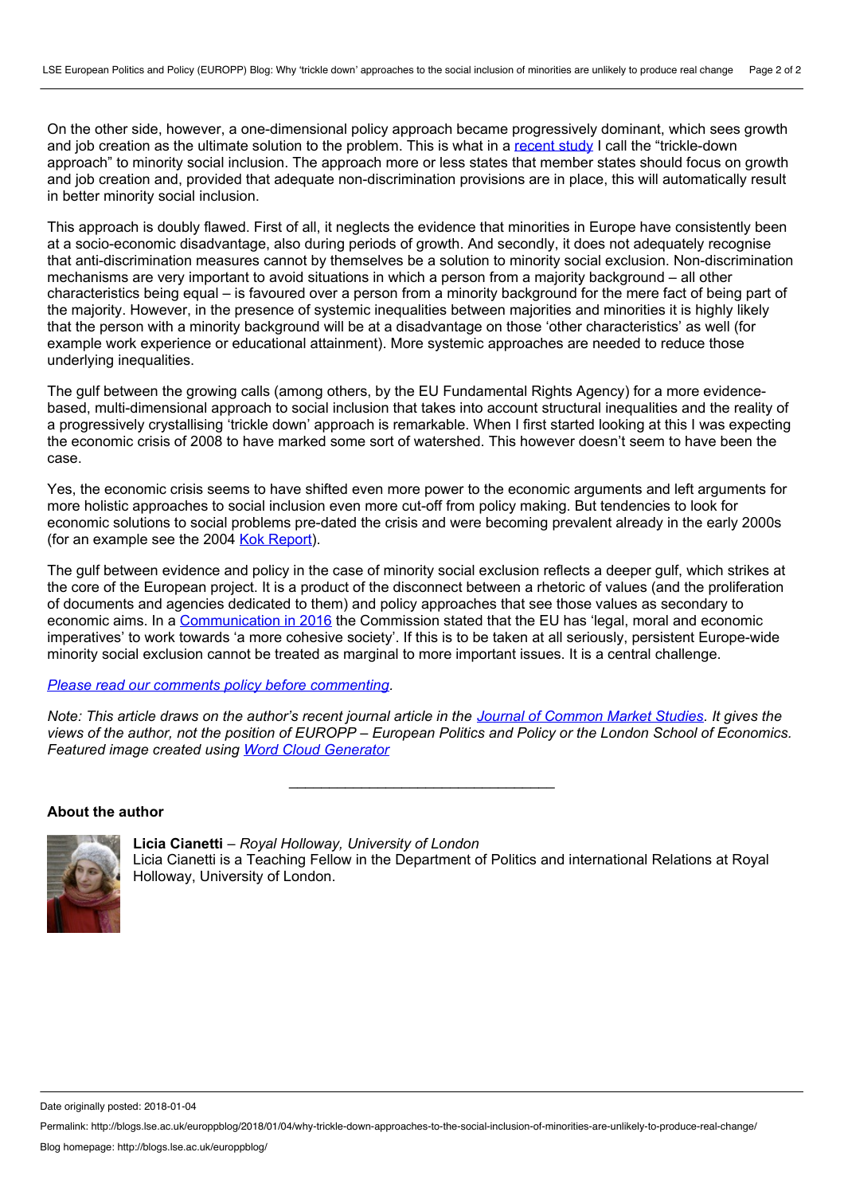On the other side, however, a one-dimensional policy approach became progressively dominant, which sees growth and job creation as the ultimate solution to the problem. This is what in a recent study I call the "trickle-down approach" to minority social inclusion. The approach more or less states that member states should focus on growth and job creation and, provided that adequate non-discrimination provisions are in place, this will automatically result in better minority social inclusion.

This approach is doubly flawed. First of all, it neglects the evidence that minorities in Europe have consistently been at a socio-economic disadvantage, also during periods of growth. And secondly, it does not adequately recognise that anti-discrimination measures cannot by themselves be a solution to minority social exclusion. Non-discrimination mechanisms are very important to avoid situations in which a person from a majority background – all other characteristics being equal – is favoured over a person from a minority background for the mere fact of being part of the majority. However, in the presence of systemic inequalities between majorities and minorities it is highly likely that the person with a minority background will be at a disadvantage on those 'other characteristics' as well (for example work experience or educational attainment). More systemic approaches are needed to reduce those underlying inequalities.

The gulf between the growing calls (among others, by the EU Fundamental Rights Agency) for a more evidence-based, multi-dimensional approach to social inclusion that takes into account structural inequalities and the reality of a progressively crystallising 'trickle down' approach is remarkable. When I first started looking at this I was expecting the economic crisis of 2008 to have marked some sort of watershed. This however doesn't seem to have been the case.

Yes, the economic crisis seems to have shifted even more power to the economic arguments and left arguments for more holistic approaches to social inclusion even more cut-off from policy making. But tendencies to look for economic solutions to social problems pre-dated the crisis and were becoming prevalent already in the early 2000s (for an example see the 2004 Kok Report).

The gulf between evidence and policy in the case of minority social exclusion reflects a deeper gulf, which strikes at the core of the European project. It is a product of the disconnect between a rhetoric of values (and the proliferation of documents and agencies dedicated to them) and policy approaches that see those values as secondary to economic aims. In a Communication in 2016 the Commission stated that the EU has 'legal, moral and economic imperatives' to work towards 'a more cohesive society'. If this is to be taken at all seriously, persistent Europe-wide minority social exclusion cannot be treated as marginal to more important issues. It is a central challenge.

*Please read our comments policy before commenting.*

*Note: This article draws on the author's recent journal article in the Journal of Common Market Studies. It gives the views of the author, not the position of EUROPP – European Politics and Policy or the London School of Economics. Featured image created using Word Cloud Generator*

---

### About the author

**Licia Cianetti** – *Royal Holloway, University of London*
Licia Cianetti is a Teaching Fellow in the Department of Politics and international Relations at Royal Holloway, University of London.

Date originally posted: 2018-01-04

Permalink: http://blogs.lse.ac.uk/europpblog/2018/01/04/why-trickle-down-approaches-to-the-social-inclusion-of-minorities-are-unlikely-to-produce-real-change/

Blog homepage: http://blogs.lse.ac.uk/europpblog/